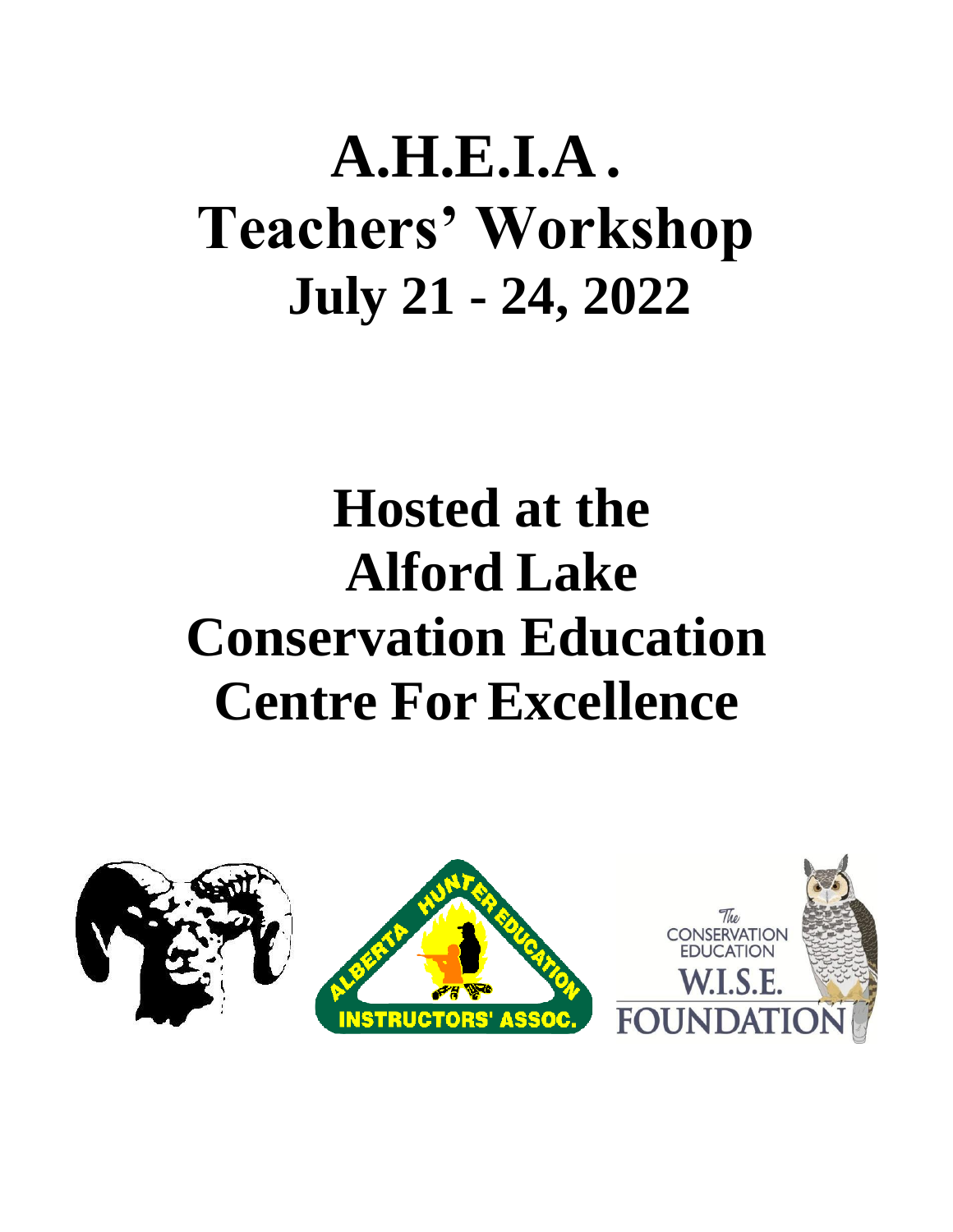# A.H.E.I.A.
# Teachers' Workshop
## July 21 - 24, 2022

# Hosted at the Alford Lake Conservation Education Centre For Excellence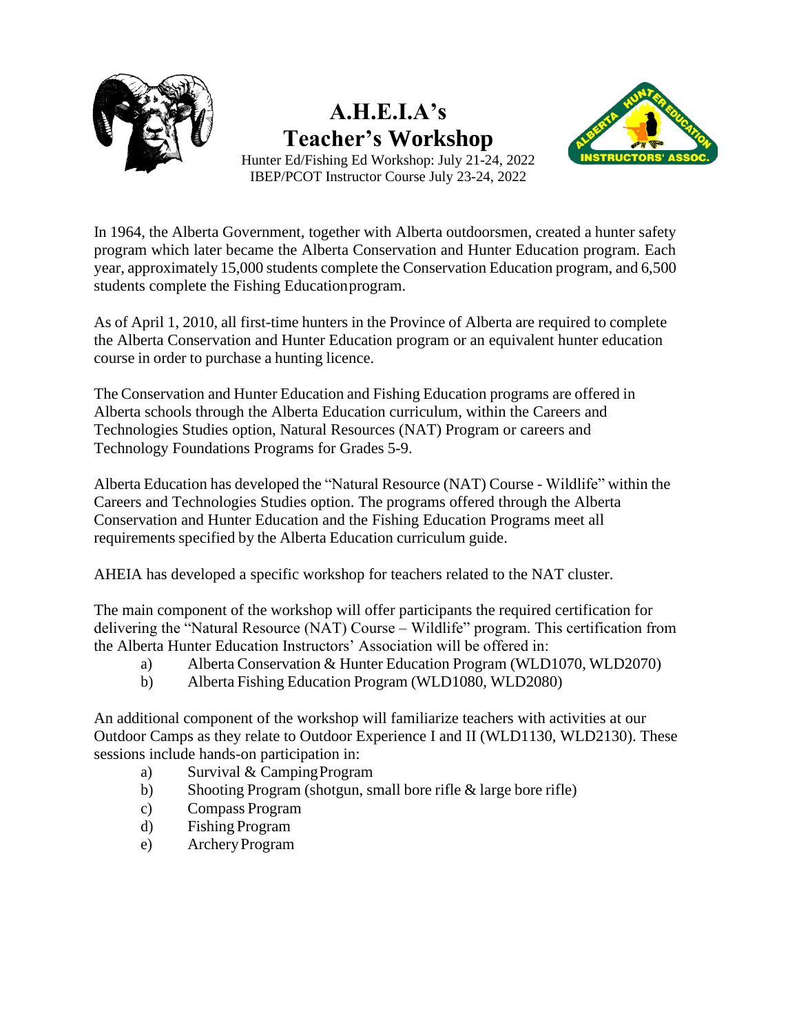# A.H.E.I.A's Teacher's Workshop

Hunter Ed/Fishing Ed Workshop: July 21-24, 2022
IBEP/PCOT Instructor Course July 23-24, 2022

In 1964, the Alberta Government, together with Alberta outdoorsmen, created a hunter safety program which later became the Alberta Conservation and Hunter Education program. Each year, approximately 15,000 students complete the Conservation Education program, and 6,500 students complete the Fishing Education program.

As of April 1, 2010, all first-time hunters in the Province of Alberta are required to complete the Alberta Conservation and Hunter Education program or an equivalent hunter education course in order to purchase a hunting licence.

The Conservation and Hunter Education and Fishing Education programs are offered in Alberta schools through the Alberta Education curriculum, within the Careers and Technologies Studies option, Natural Resources (NAT) Program or careers and Technology Foundations Programs for Grades 5-9.

Alberta Education has developed the "Natural Resource (NAT) Course - Wildlife" within the Careers and Technologies Studies option. The programs offered through the Alberta Conservation and Hunter Education and the Fishing Education Programs meet all requirements specified by the Alberta Education curriculum guide.

AHEIA has developed a specific workshop for teachers related to the NAT cluster.

The main component of the workshop will offer participants the required certification for delivering the "Natural Resource (NAT) Course – Wildlife" program. This certification from the Alberta Hunter Education Instructors' Association will be offered in:

a) Alberta Conservation & Hunter Education Program (WLD1070, WLD2070)
b) Alberta Fishing Education Program (WLD1080, WLD2080)

An additional component of the workshop will familiarize teachers with activities at our Outdoor Camps as they relate to Outdoor Experience I and II (WLD1130, WLD2130). These sessions include hands-on participation in:

a) Survival & Camping Program
b) Shooting Program (shotgun, small bore rifle & large bore rifle)
c) Compass Program
d) Fishing Program
e) Archery Program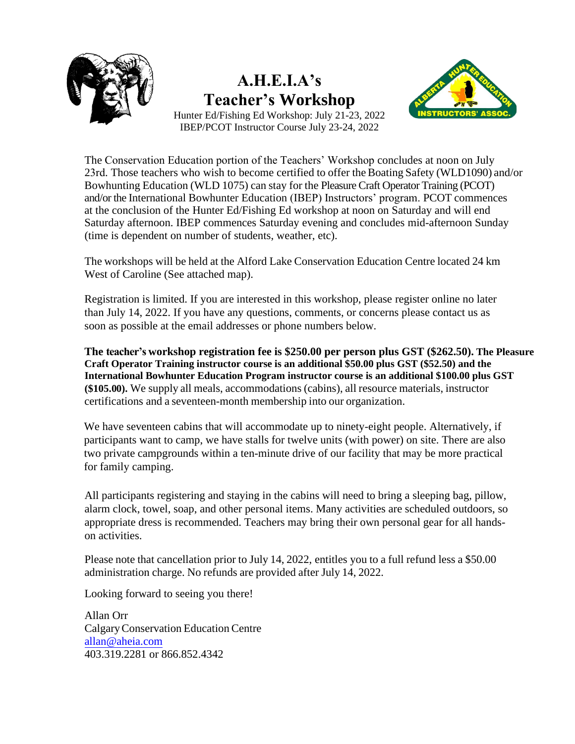# A.H.E.I.A's Teacher's Workshop

Hunter Ed/Fishing Ed Workshop: July 21-23, 2022
IBEP/PCOT Instructor Course July 23-24, 2022

The Conservation Education portion of the Teachers' Workshop concludes at noon on July 23rd. Those teachers who wish to become certified to offer the Boating Safety (WLD1090) and/or Bowhunting Education (WLD 1075) can stay for the Pleasure Craft Operator Training (PCOT) and/or the International Bowhunter Education (IBEP) Instructors' program. PCOT commences at the conclusion of the Hunter Ed/Fishing Ed workshop at noon on Saturday and will end Saturday afternoon. IBEP commences Saturday evening and concludes mid-afternoon Sunday (time is dependent on number of students, weather, etc).

The workshops will be held at the Alford Lake Conservation Education Centre located 24 km West of Caroline (See attached map).

Registration is limited. If you are interested in this workshop, please register online no later than July 14, 2022. If you have any questions, comments, or concerns please contact us as soon as possible at the email addresses or phone numbers below.

**The teacher's workshop registration fee is $250.00 per person plus GST ($262.50). The Pleasure Craft Operator Training instructor course is an additional $50.00 plus GST ($52.50) and the International Bowhunter Education Program instructor course is an additional $100.00 plus GST ($105.00).** We supply all meals, accommodations (cabins), all resource materials, instructor certifications and a seventeen-month membership into our organization.

We have seventeen cabins that will accommodate up to ninety-eight people. Alternatively, if participants want to camp, we have stalls for twelve units (with power) on site. There are also two private campgrounds within a ten-minute drive of our facility that may be more practical for family camping.

All participants registering and staying in the cabins will need to bring a sleeping bag, pillow, alarm clock, towel, soap, and other personal items. Many activities are scheduled outdoors, so appropriate dress is recommended. Teachers may bring their own personal gear for all hands-on activities.

Please note that cancellation prior to July 14, 2022, entitles you to a full refund less a $50.00 administration charge. No refunds are provided after July 14, 2022.

Looking forward to seeing you there!

Allan Orr
Calgary Conservation Education Centre
allan@aheia.com
403.319.2281 or 866.852.4342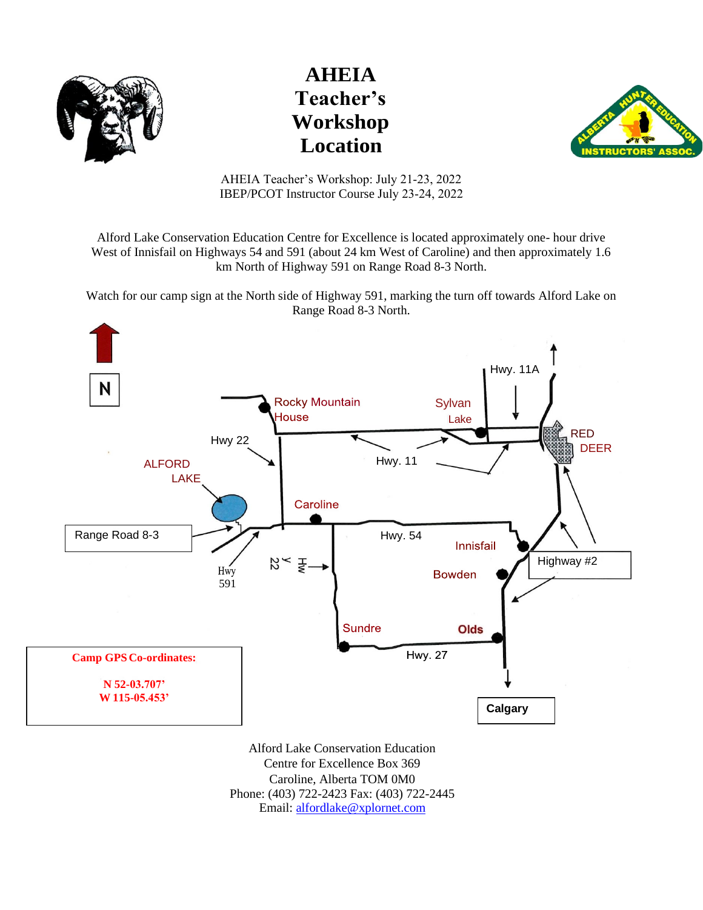# AHEIA Teacher's Workshop Location

AHEIA Teacher's Workshop: July 21-23, 2022
IBEP/PCOT Instructor Course July 23-24, 2022

Alford Lake Conservation Education Centre for Excellence is located approximately one- hour drive West of Innisfail on Highways 54 and 591 (about 24 km West of Caroline) and then approximately 1.6 km North of Highway 591 on Range Road 8-3 North.

Watch for our camp sign at the North side of Highway 591, marking the turn off towards Alford Lake on Range Road 8-3 North.

N

Hwy. 11A

Rocky Mountain House

Sylvan Lake

RED DEER

Hwy 22

Hwy. 11

ALFORD LAKE

Caroline

Range Road 8-3

Hwy. 54

Innisfail

Hwy 591

Hwy 22

Bowden

Highway #2

Sundre

Olds

Hwy. 27

Calgary

**Camp GPS Co-ordinates:**

**N 52-03.707'**
**W 115-05.453'**

Alford Lake Conservation Education Centre for Excellence Box 369
Caroline, Alberta TOM 0M0
Phone: (403) 722-2423 Fax: (403) 722-2445
Email: alfordlake@xplornet.com